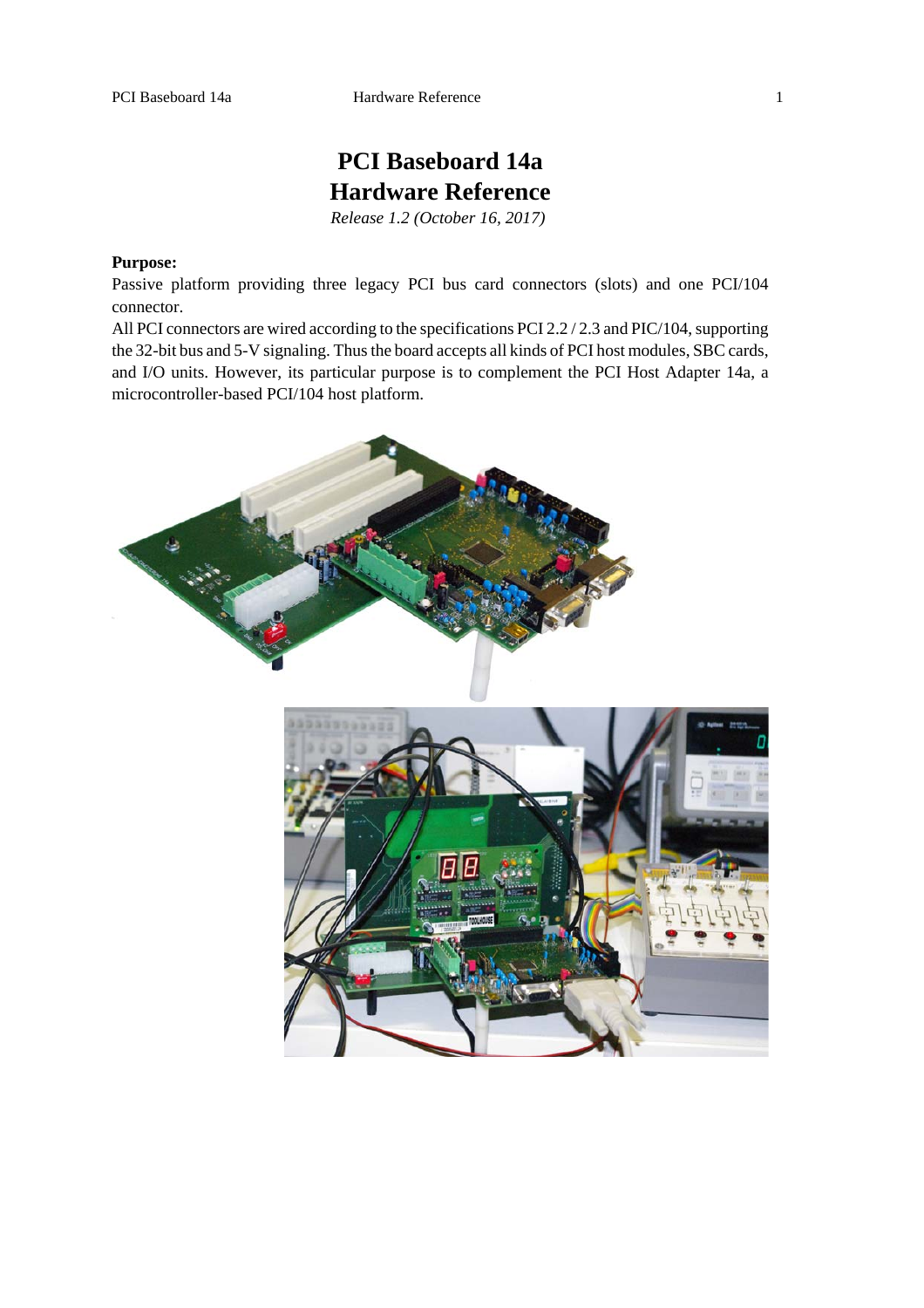# PCI Baseboard 14a
# Hardware Reference

*Release 1.2 (October 16, 2017)*

**Purpose:**

Passive platform providing three legacy PCI bus card connectors (slots) and one PCI/104 connector.

All PCI connectors are wired according to the specifications PCI 2.2 / 2.3 and PIC/104, supporting the 32-bit bus and 5-V signaling. Thus the board accepts all kinds of PCI host modules, SBC cards, and I/O units. However, its particular purpose is to complement the PCI Host Adapter 14a, a microcontroller-based PCI/104 host platform.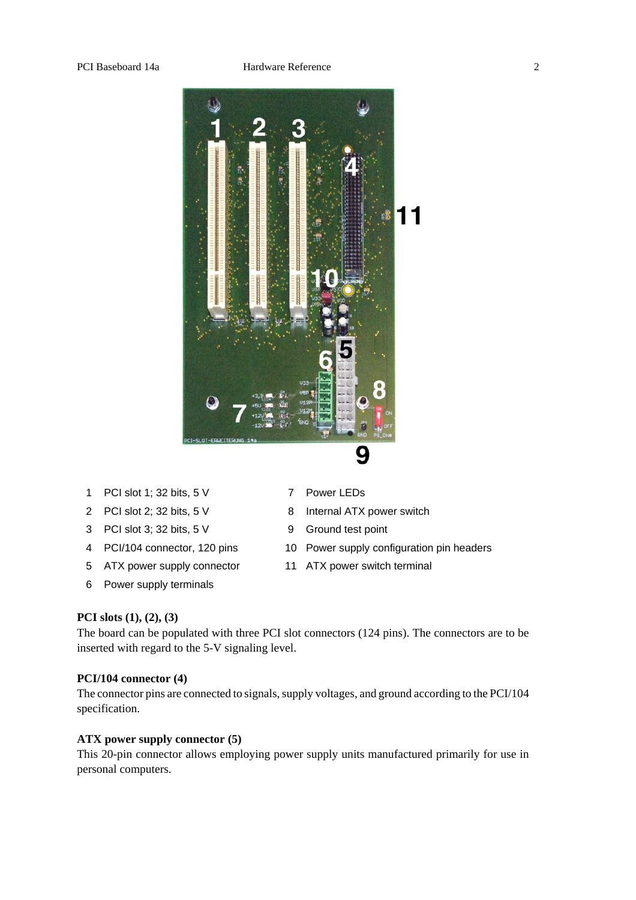1 PCI slot 1; 32 bits, 5 V
2 PCI slot 2; 32 bits, 5 V
3 PCI slot 3; 32 bits, 5 V
4 PCI/104 connector, 120 pins
5 ATX power supply connector
6 Power supply terminals
7 Power LEDs
8 Internal ATX power switch
9 Ground test point
10 Power supply configuration pin headers
11 ATX power switch terminal

**PCI slots (1), (2), (3)**

The board can be populated with three PCI slot connectors (124 pins). The connectors are to be inserted with regard to the 5-V signaling level.

**PCI/104 connector (4)**

The connector pins are connected to signals, supply voltages, and ground according to the PCI/104 specification.

**ATX power supply connector (5)**

This 20-pin connector allows employing power supply units manufactured primarily for use in personal computers.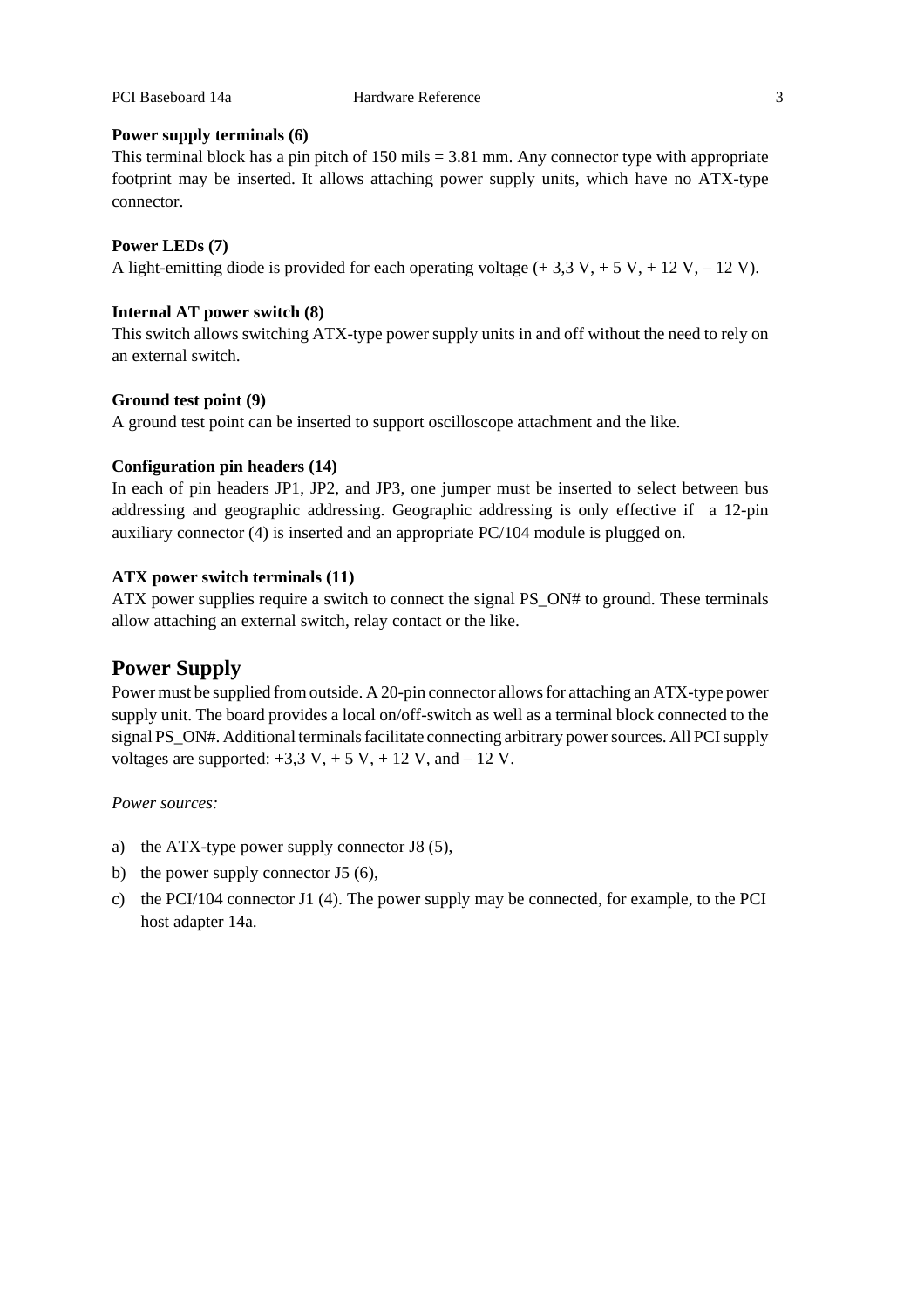**Power supply terminals (6)**

This terminal block has a pin pitch of 150 mils = 3.81 mm. Any connector type with appropriate footprint may be inserted. It allows attaching power supply units, which have no ATX-type connector.

**Power LEDs (7)**

A light-emitting diode is provided for each operating voltage (+ 3,3 V, + 5 V, + 12 V, – 12 V).

**Internal AT power switch (8)**

This switch allows switching ATX-type power supply units in and off without the need to rely on an external switch.

**Ground test point (9)**

A ground test point can be inserted to support oscilloscope attachment and the like.

**Configuration pin headers (14)**

In each of pin headers JP1, JP2, and JP3, one jumper must be inserted to select between bus addressing and geographic addressing. Geographic addressing is only effective if a 12-pin auxiliary connector (4) is inserted and an appropriate PC/104 module is plugged on.

**ATX power switch terminals (11)**

ATX power supplies require a switch to connect the signal PS_ON# to ground. These terminals allow attaching an external switch, relay contact or the like.

## Power Supply

Power must be supplied from outside. A 20-pin connector allows for attaching an ATX-type power supply unit. The board provides a local on/off-switch as well as a terminal block connected to the signal PS_ON#. Additional terminals facilitate connecting arbitrary power sources. All PCI supply voltages are supported: +3,3 V, + 5 V, + 12 V, and – 12 V.

*Power sources:*

a) the ATX-type power supply connector J8 (5),
b) the power supply connector J5 (6),
c) the PCI/104 connector J1 (4). The power supply may be connected, for example, to the PCI host adapter 14a.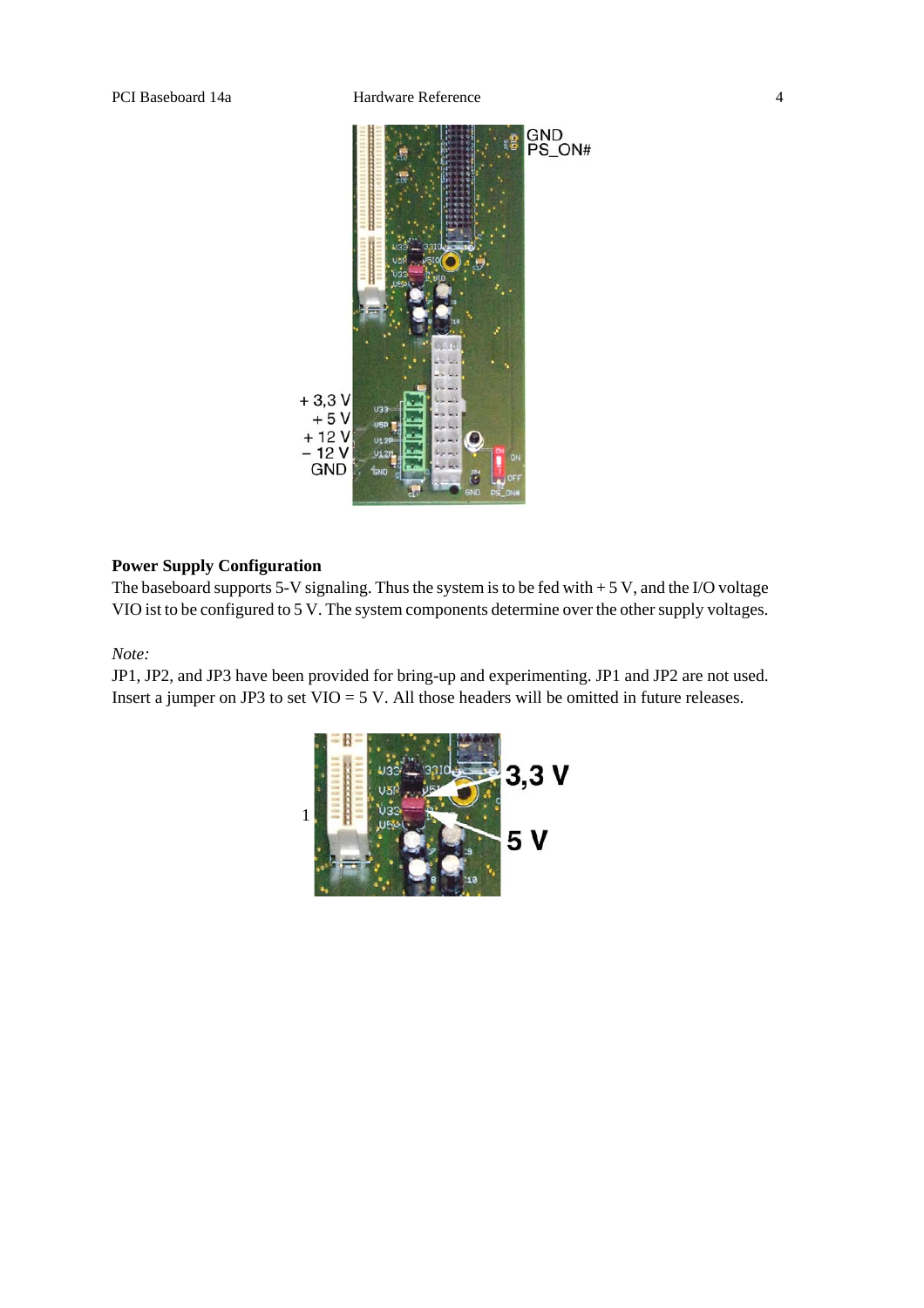**Power Supply Configuration**

The baseboard supports 5-V signaling. Thus the system is to be fed with + 5 V, and the I/O voltage VIO ist to be configured to 5 V. The system components determine over the other supply voltages.

*Note:*

JP1, JP2, and JP3 have been provided for bring-up and experimenting. JP1 and JP2 are not used. Insert a jumper on JP3 to set VIO = 5 V. All those headers will be omitted in future releases.